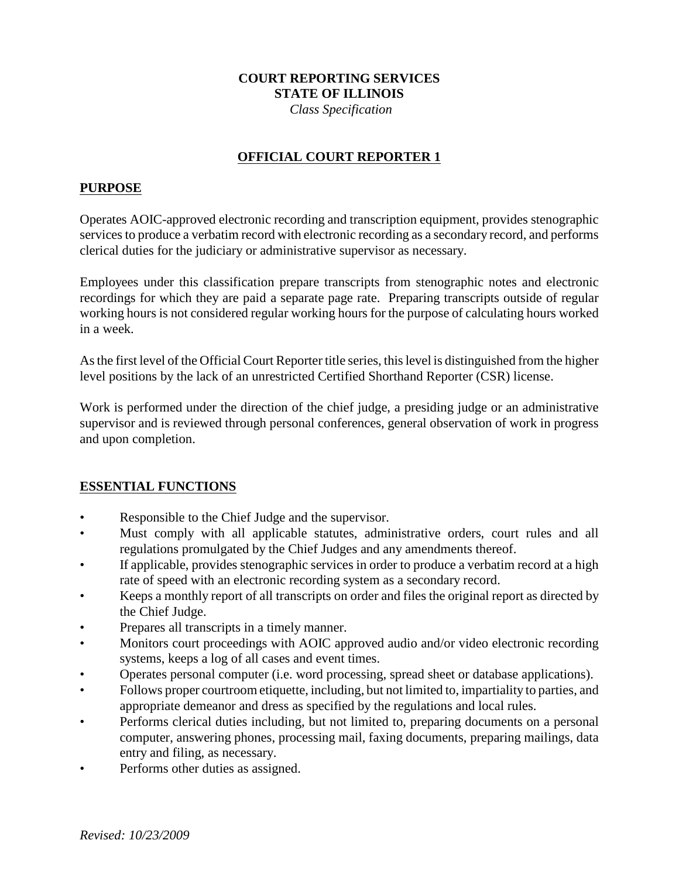**COURT REPORTING SERVICES**
**STATE OF ILLINOIS**
*Class Specification*

# OFFICIAL COURT REPORTER 1

## PURPOSE

Operates AOIC-approved electronic recording and transcription equipment, provides stenographic services to produce a verbatim record with electronic recording as a secondary record, and performs clerical duties for the judiciary or administrative supervisor as necessary.

Employees under this classification prepare transcripts from stenographic notes and electronic recordings for which they are paid a separate page rate. Preparing transcripts outside of regular working hours is not considered regular working hours for the purpose of calculating hours worked in a week.

As the first level of the Official Court Reporter title series, this level is distinguished from the higher level positions by the lack of an unrestricted Certified Shorthand Reporter (CSR) license.

Work is performed under the direction of the chief judge, a presiding judge or an administrative supervisor and is reviewed through personal conferences, general observation of work in progress and upon completion.

## ESSENTIAL FUNCTIONS

- Responsible to the Chief Judge and the supervisor.
- Must comply with all applicable statutes, administrative orders, court rules and all regulations promulgated by the Chief Judges and any amendments thereof.
- If applicable, provides stenographic services in order to produce a verbatim record at a high rate of speed with an electronic recording system as a secondary record.
- Keeps a monthly report of all transcripts on order and files the original report as directed by the Chief Judge.
- Prepares all transcripts in a timely manner.
- Monitors court proceedings with AOIC approved audio and/or video electronic recording systems, keeps a log of all cases and event times.
- Operates personal computer (i.e. word processing, spread sheet or database applications).
- Follows proper courtroom etiquette, including, but not limited to, impartiality to parties, and appropriate demeanor and dress as specified by the regulations and local rules.
- Performs clerical duties including, but not limited to, preparing documents on a personal computer, answering phones, processing mail, faxing documents, preparing mailings, data entry and filing, as necessary.
- Performs other duties as assigned.

*Revised: 10/23/2009*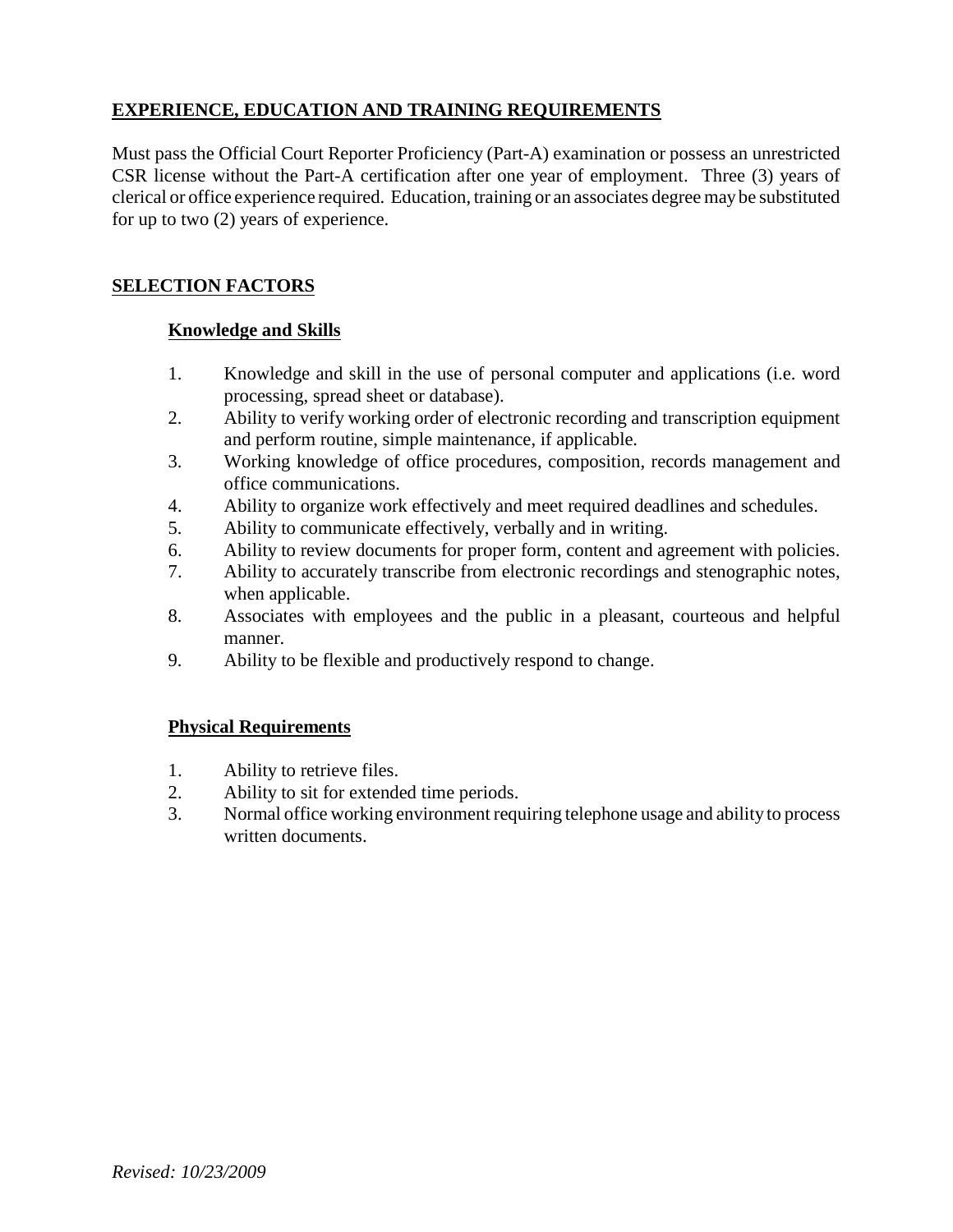## EXPERIENCE, EDUCATION AND TRAINING REQUIREMENTS

Must pass the Official Court Reporter Proficiency (Part-A) examination or possess an unrestricted CSR license without the Part-A certification after one year of employment. Three (3) years of clerical or office experience required. Education, training or an associates degree may be substituted for up to two (2) years of experience.

## SELECTION FACTORS

### Knowledge and Skills

1. Knowledge and skill in the use of personal computer and applications (i.e. word processing, spread sheet or database).
2. Ability to verify working order of electronic recording and transcription equipment and perform routine, simple maintenance, if applicable.
3. Working knowledge of office procedures, composition, records management and office communications.
4. Ability to organize work effectively and meet required deadlines and schedules.
5. Ability to communicate effectively, verbally and in writing.
6. Ability to review documents for proper form, content and agreement with policies.
7. Ability to accurately transcribe from electronic recordings and stenographic notes, when applicable.
8. Associates with employees and the public in a pleasant, courteous and helpful manner.
9. Ability to be flexible and productively respond to change.

### Physical Requirements

1. Ability to retrieve files.
2. Ability to sit for extended time periods.
3. Normal office working environment requiring telephone usage and ability to process written documents.

*Revised: 10/23/2009*